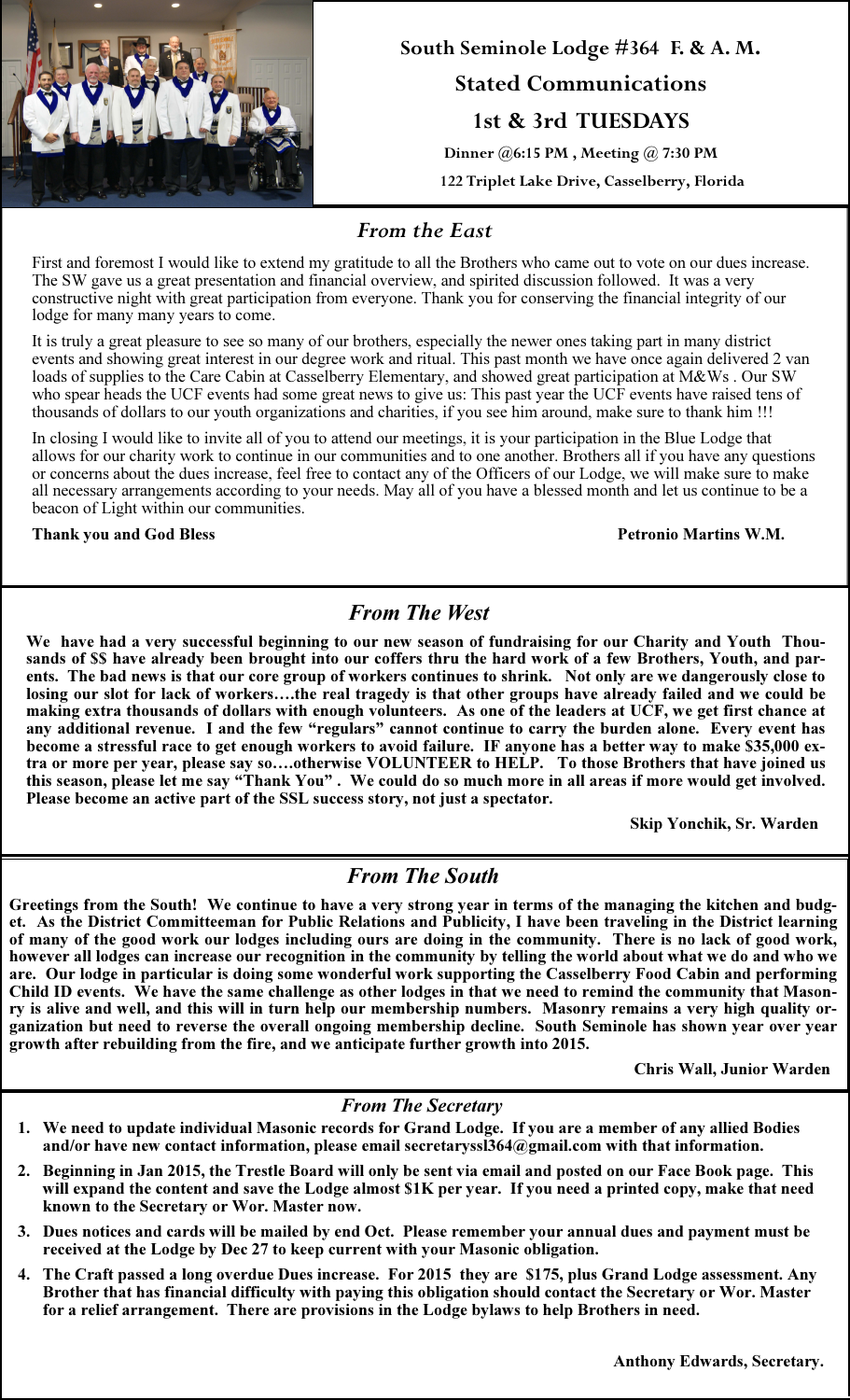**South Seminole Lodge #364 F. & A. M.**

**Stated Communications**

**1st & 3rd TUESDAYS**

**Dinner @6:15 PM , Meeting @ 7:30 PM**

**122 Triplet Lake Drive, Casselberry, Florida**

## *From the East*

First and foremost I would like to extend my gratitude to all the Brothers who came out to vote on our dues increase. The SW gave us a great presentation and financial overview, and spirited discussion followed. It was a very constructive night with great participation from everyone. Thank you for conserving the financial integrity of our lodge for many many years to come.

It is truly a great pleasure to see so many of our brothers, especially the newer ones taking part in many district events and showing great interest in our degree work and ritual. This past month we have once again delivered 2 van loads of supplies to the Care Cabin at Casselberry Elementary, and showed great participation at M&Ws . Our SW who spear heads the UCF events had some great news to give us: This past year the UCF events have raised tens of thousands of dollars to our youth organizations and charities, if you see him around, make sure to thank him !!!

In closing I would like to invite all of you to attend our meetings, it is your participation in the Blue Lodge that allows for our charity work to continue in our communities and to one another. Brothers all if you have any questions or concerns about the dues increase, feel free to contact any of the Officers of our Lodge, we will make sure to make all necessary arrangements according to your needs. May all of you have a blessed month and let us continue to be a beacon of Light within our communities.

**Thank you and God Bless**

**Petronio Martins W.M.**

## *From The West*

**We have had a very successful beginning to our new season of fundraising for our Charity and Youth Thousands of $$ have already been brought into our coffers thru the hard work of a few Brothers, Youth, and parents. The bad news is that our core group of workers continues to shrink. Not only are we dangerously close to losing our slot for lack of workers….the real tragedy is that other groups have already failed and we could be making extra thousands of dollars with enough volunteers. As one of the leaders at UCF, we get first chance at any additional revenue. I and the few "regulars" cannot continue to carry the burden alone. Every event has become a stressful race to get enough workers to avoid failure. IF anyone has a better way to make $35,000 extra or more per year, please say so….otherwise VOLUNTEER to HELP. To those Brothers that have joined us this season, please let me say "Thank You" . We could do so much more in all areas if more would get involved. Please become an active part of the SSL success story, not just a spectator.**

**Skip Yonchik, Sr. Warden**

## *From The South*

**Greetings from the South! We continue to have a very strong year in terms of the managing the kitchen and budget. As the District Committeeman for Public Relations and Publicity, I have been traveling in the District learning of many of the good work our lodges including ours are doing in the community. There is no lack of good work, however all lodges can increase our recognition in the community by telling the world about what we do and who we are. Our lodge in particular is doing some wonderful work supporting the Casselberry Food Cabin and performing Child ID events. We have the same challenge as other lodges in that we need to remind the community that Masonry is alive and well, and this will in turn help our membership numbers. Masonry remains a very high quality organization but need to reverse the overall ongoing membership decline. South Seminole has shown year over year growth after rebuilding from the fire, and we anticipate further growth into 2015.**

**Chris Wall, Junior Warden**

## *From The Secretary*

1. **We need to update individual Masonic records for Grand Lodge. If you are a member of any allied Bodies and/or have new contact information, please email secretaryssl364@gmail.com with that information.**
2. **Beginning in Jan 2015, the Trestle Board will only be sent via email and posted on our Face Book page. This will expand the content and save the Lodge almost $1K per year. If you need a printed copy, make that need known to the Secretary or Wor. Master now.**
3. **Dues notices and cards will be mailed by end Oct. Please remember your annual dues and payment must be received at the Lodge by Dec 27 to keep current with your Masonic obligation.**
4. **The Craft passed a long overdue Dues increase. For 2015 they are $175, plus Grand Lodge assessment. Any Brother that has financial difficulty with paying this obligation should contact the Secretary or Wor. Master for a relief arrangement. There are provisions in the Lodge bylaws to help Brothers in need.**

**Anthony Edwards, Secretary.**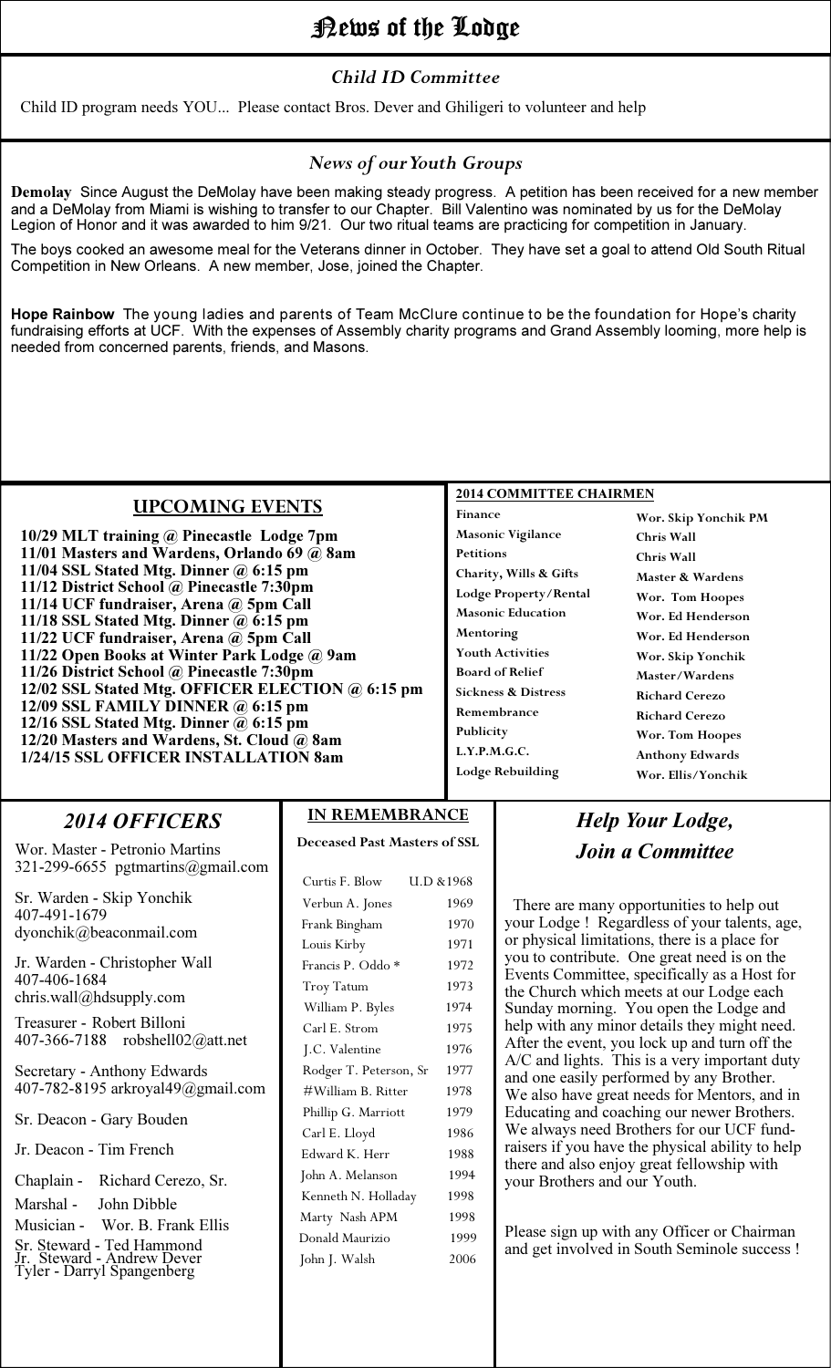# News of the Lodge

### *Child ID Committee*

Child ID program needs YOU... Please contact Bros. Dever and Ghiligeri to volunteer and help

### *News of our Youth Groups*

**Demolay** Since August the DeMolay have been making steady progress. A petition has been received for a new member and a DeMolay from Miami is wishing to transfer to our Chapter. Bill Valentino was nominated by us for the DeMolay Legion of Honor and it was awarded to him 9/21. Our two ritual teams are practicing for competition in January.

The boys cooked an awesome meal for the Veterans dinner in October. They have set a goal to attend Old South Ritual Competition in New Orleans. A new member, Jose, joined the Chapter.

**Hope Rainbow** The young ladies and parents of Team McClure continue to be the foundation for Hope's charity fundraising efforts at UCF. With the expenses of Assembly charity programs and Grand Assembly looming, more help is needed from concerned parents, friends, and Masons.

## UPCOMING EVENTS

**10/29 MLT training @ Pinecastle Lodge 7pm**
**11/01 Masters and Wardens, Orlando 69 @ 8am**
**11/04 SSL Stated Mtg. Dinner @ 6:15 pm**
**11/12 District School @ Pinecastle 7:30pm**
**11/14 UCF fundraiser, Arena @ 5pm Call**
**11/18 SSL Stated Mtg. Dinner @ 6:15 pm**
**11/22 UCF fundraiser, Arena @ 5pm Call**
**11/22 Open Books at Winter Park Lodge @ 9am**
**11/26 District School @ Pinecastle 7:30pm**
**12/02 SSL Stated Mtg. OFFICER ELECTION @ 6:15 pm**
**12/09 SSL FAMILY DINNER @ 6:15 pm**
**12/16 SSL Stated Mtg. Dinner @ 6:15 pm**
**12/20 Masters and Wardens, St. Cloud @ 8am**
**1/24/15 SSL OFFICER INSTALLATION 8am**

## 2014 COMMITTEE CHAIRMEN

| | |
|---|---|
| Finance | Wor. Skip Yonchik PM |
| Masonic Vigilance | Chris Wall |
| Petitions | Chris Wall |
| Charity, Wills & Gifts | Master & Wardens |
| Lodge Property/Rental | Wor. Tom Hoopes |
| Masonic Education | Wor. Ed Henderson |
| Mentoring | Wor. Ed Henderson |
| Youth Activities | Wor. Skip Yonchik |
| Board of Relief | Master/Wardens |
| Sickness & Distress | Richard Cerezo |
| Remembrance | Richard Cerezo |
| Publicity | Wor. Tom Hoopes |
| L.Y.P.M.G.C. | Anthony Edwards |
| Lodge Rebuilding | Wor. Ellis/Yonchik |

## *2014 OFFICERS*

Wor. Master - Petronio Martins
321-299-6655 pgtmartins@gmail.com

Sr. Warden - Skip Yonchik
407-491-1679
dyonchik@beaconmail.com

Jr. Warden - Christopher Wall
407-406-1684
chris.wall@hdsupply.com

Treasurer - Robert Billoni
407-366-7188 robshell02@att.net

Secretary - Anthony Edwards
407-782-8195 arkroyal49@gmail.com

Sr. Deacon - Gary Bouden

Jr. Deacon - Tim French

Chaplain - Richard Cerezo, Sr.

Marshal - John Dibble

Musician - Wor. B. Frank Ellis

Sr. Steward - Ted Hammond
Jr. Steward - Andrew Dever
Tyler - Darryl Spangenberg

## IN REMEMBRANCE

**Deceased Past Masters of SSL**

| | |
|---|---|
| Curtis F. Blow | U.D &1968 |
| Verbun A. Jones | 1969 |
| Frank Bingham | 1970 |
| Louis Kirby | 1971 |
| Francis P. Oddo * | 1972 |
| Troy Tatum | 1973 |
| William P. Byles | 1974 |
| Carl E. Strom | 1975 |
| J.C. Valentine | 1976 |
| Rodger T. Peterson, Sr | 1977 |
| #William B. Ritter | 1978 |
| Phillip G. Marriott | 1979 |
| Carl E. Lloyd | 1986 |
| Edward K. Herr | 1988 |
| John A. Melanson | 1994 |
| Kenneth N. Holladay | 1998 |
| Marty Nash APM | 1998 |
| Donald Maurizio | 1999 |
| John J. Walsh | 2006 |

## *Help Your Lodge, Join a Committee*

There are many opportunities to help out your Lodge ! Regardless of your talents, age, or physical limitations, there is a place for you to contribute. One great need is on the Events Committee, specifically as a Host for the Church which meets at our Lodge each Sunday morning. You open the Lodge and help with any minor details they might need. After the event, you lock up and turn off the A/C and lights. This is a very important duty and one easily performed by any Brother. We also have great needs for Mentors, and in Educating and coaching our newer Brothers. We always need Brothers for our UCF fund-raisers if you have the physical ability to help there and also enjoy great fellowship with your Brothers and our Youth.

Please sign up with any Officer or Chairman and get involved in South Seminole success !